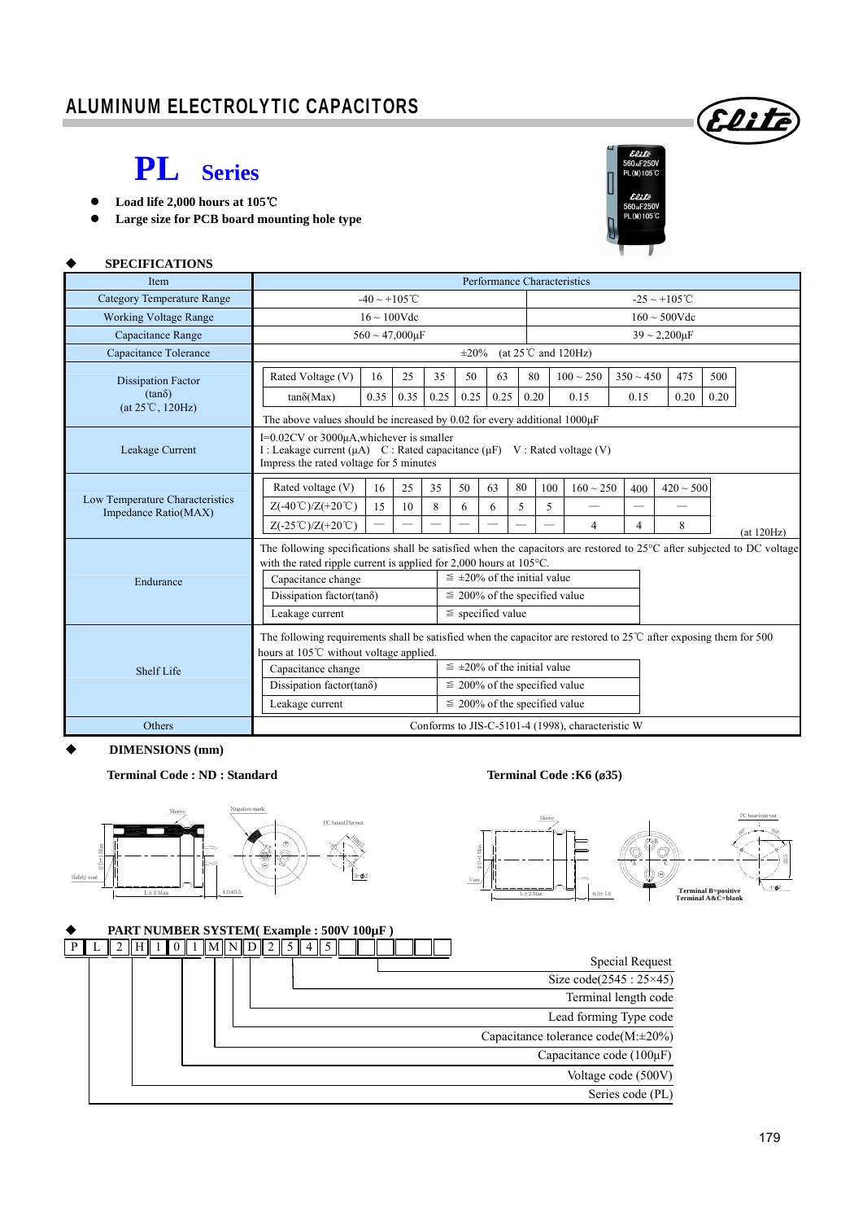# ALUMINUM ELECTROLYTIC CAPACITORS

## PL Series

- Load life 2,000 hours at 105℃
- Large size for PCB board mounting hole type

### SPECIFICATIONS

| Item | Performance Characteristics | |
|---|---|---|
| Category Temperature Range | -40 ~ +105℃ | -25 ~ +105℃ |
| Working Voltage Range | 16 ~ 100Vdc | 160 ~ 500Vdc |
| Capacitance Range | 560 ~ 47,000μF | 39 ~ 2,200μF |
| Capacitance Tolerance | ±20% (at 25℃ and 120Hz) | |

**Dissipation Factor (tanδ) (at 25℃, 120Hz)**

| Rated Voltage (V) | 16 | 25 | 35 | 50 | 63 | 80 | 100 ~ 250 | 350 ~ 450 | 475 | 500 |
|---|---|---|---|---|---|---|---|---|---|---|
| tanδ(Max) | 0.35 | 0.35 | 0.25 | 0.25 | 0.25 | 0.20 | 0.15 | 0.15 | 0.20 | 0.20 |

The above values should be increased by 0.02 for every additional 1000μF

**Leakage Current**

I=0.02CV or 3000μA,whichever is smaller
I : Leakage current (μA) C : Rated capacitance (μF) V : Rated voltage (V)
Impress the rated voltage for 5 minutes

**Low Temperature Characteristics Impedance Ratio(MAX)**

| Rated voltage (V) | 16 | 25 | 35 | 50 | 63 | 80 | 100 | 160 ~ 250 | 400 | 420 ~ 500 |
|---|---|---|---|---|---|---|---|---|---|---|
| Z(-40℃)/Z(+20℃) | 15 | 10 | 8 | 6 | 6 | 5 | 5 | — | — | — |
| Z(-25℃)/Z(+20℃) | — | — | — | — | — | — | — | 4 | 4 | 8 |

(at 120Hz)

**Endurance**

The following specifications shall be satisfied when the capacitors are restored to 25°C after subjected to DC voltage with the rated ripple current is applied for 2,000 hours at 105°C.

| | |
|---|---|
| Capacitance change | ≦ ±20% of the initial value |
| Dissipation factor(tanδ) | ≦ 200% of the specified value |
| Leakage current | ≦ specified value |

**Shelf Life**

The following requirements shall be satisfied when the capacitor are restored to 25℃ after exposing them for 500 hours at 105℃ without voltage applied.

| | |
|---|---|
| Capacitance change | ≦ ±20% of the initial value |
| Dissipation factor(tanδ) | ≦ 200% of the specified value |
| Leakage current | ≦ 200% of the specified value |

**Others**: Conforms to JIS-C-5101-4 (1998), characteristic W

### DIMENSIONS (mm)

**Terminal Code : ND : Standard**

Sleeve, Negative mark, PC board Pin-out, Safety vent, L±2 Max, 4.0±0.5

**Terminal Code :K6 (ø35)**

Sleeve, PC board pin-out, Vent, L±2 Max, 6.3±1.0
Terminal B=positive
Terminal A&C=blank

### PART NUMBER SYSTEM( Example : 500V 100μF )

P L 2 H 1 0 1 M N D 2 5 4 5 _ _ _ _ _ _

- Special Request
- Size code(2545 : 25×45)
- Terminal length code
- Lead forming Type code
- Capacitance tolerance code(M:±20%)
- Capacitance code (100μF)
- Voltage code (500V)
- Series code (PL)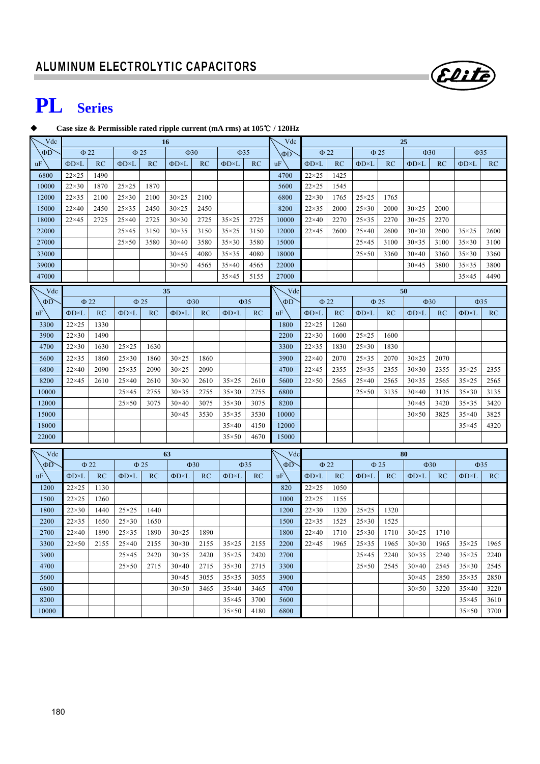## ALUMINUM ELECTROLYTIC CAPACITORS

# PL Series

◆ **Case size & Permissible rated ripple current (mA rms) at 105℃ / 120Hz**

| Vdc | 16 | | | | | | | | Vdc | 25 | | | | | | | |
|---|---|---|---|---|---|---|---|---|---|---|---|---|---|---|---|---|---|
| ΦD | Φ22 | | Φ25 | | Φ30 | | Φ35 | | ΦD | Φ22 | | Φ25 | | Φ30 | | Φ35 | |
| uF | ΦD×L | RC | ΦD×L | RC | ΦD×L | RC | ΦD×L | RC | uF | ΦD×L | RC | ΦD×L | RC | ΦD×L | RC | ΦD×L | RC |
| 6800 | 22×25 | 1490 | | | | | | | 4700 | 22×25 | 1425 | | | | | | |
| 10000 | 22×30 | 1870 | 25×25 | 1870 | | | | | 5600 | 22×25 | 1545 | | | | | | |
| 12000 | 22×35 | 2100 | 25×30 | 2100 | 30×25 | 2100 | | | 6800 | 22×30 | 1765 | 25×25 | 1765 | | | | |
| 15000 | 22×40 | 2450 | 25×35 | 2450 | 30×25 | 2450 | | | 8200 | 22×35 | 2000 | 25×30 | 2000 | 30×25 | 2000 | | |
| 18000 | 22×45 | 2725 | 25×40 | 2725 | 30×30 | 2725 | 35×25 | 2725 | 10000 | 22×40 | 2270 | 25×35 | 2270 | 30×25 | 2270 | | |
| 22000 | | | 25×45 | 3150 | 30×35 | 3150 | 35×25 | 3150 | 12000 | 22×45 | 2600 | 25×40 | 2600 | 30×30 | 2600 | 35×25 | 2600 |
| 27000 | | | 25×50 | 3580 | 30×40 | 3580 | 35×30 | 3580 | 15000 | | | 25×45 | 3100 | 30×35 | 3100 | 35×30 | 3100 |
| 33000 | | | | | 30×45 | 4080 | 35×35 | 4080 | 18000 | | | 25×50 | 3360 | 30×40 | 3360 | 35×30 | 3360 |
| 39000 | | | | | 30×50 | 4565 | 35×40 | 4565 | 22000 | | | | | 30×45 | 3800 | 35×35 | 3800 |
| 47000 | | | | | | | 35×45 | 5155 | 27000 | | | | | | | 35×45 | 4490 |

| Vdc | 35 | | | | | | | | Vdc | 50 | | | | | | | |
|---|---|---|---|---|---|---|---|---|---|---|---|---|---|---|---|---|---|
| ΦD | Φ22 | | Φ25 | | Φ30 | | Φ35 | | ΦD | Φ22 | | Φ25 | | Φ30 | | Φ35 | |
| uF | ΦD×L | RC | ΦD×L | RC | ΦD×L | RC | ΦD×L | RC | uF | ΦD×L | RC | ΦD×L | RC | ΦD×L | RC | ΦD×L | RC |
| 3300 | 22×25 | 1330 | | | | | | | 1800 | 22×25 | 1260 | | | | | | |
| 3900 | 22×30 | 1490 | | | | | | | 2200 | 22×30 | 1600 | 25×25 | 1600 | | | | |
| 4700 | 22×30 | 1630 | 25×25 | 1630 | | | | | 3300 | 22×35 | 1830 | 25×30 | 1830 | | | | |
| 5600 | 22×35 | 1860 | 25×30 | 1860 | 30×25 | 1860 | | | 3900 | 22×40 | 2070 | 25×35 | 2070 | 30×25 | 2070 | | |
| 6800 | 22×40 | 2090 | 25×35 | 2090 | 30×25 | 2090 | | | 4700 | 22×45 | 2355 | 25×35 | 2355 | 30×30 | 2355 | 35×25 | 2355 |
| 8200 | 22×45 | 2610 | 25×40 | 2610 | 30×30 | 2610 | 35×25 | 2610 | 5600 | 22×50 | 2565 | 25×40 | 2565 | 30×35 | 2565 | 35×25 | 2565 |
| 10000 | | | 25×45 | 2755 | 30×35 | 2755 | 35×30 | 2755 | 6800 | | | 25×50 | 3135 | 30×40 | 3135 | 35×30 | 3135 |
| 12000 | | | 25×50 | 3075 | 30×40 | 3075 | 35×30 | 3075 | 8200 | | | | | 30×45 | 3420 | 35×35 | 3420 |
| 15000 | | | | | 30×45 | 3530 | 35×35 | 3530 | 10000 | | | | | 30×50 | 3825 | 35×40 | 3825 |
| 18000 | | | | | | | 35×40 | 4150 | 12000 | | | | | | | 35×45 | 4320 |
| 22000 | | | | | | | 35×50 | 4670 | 15000 | | | | | | | | |

| Vdc | 63 | | | | | | | | Vdc | 80 | | | | | | | |
|---|---|---|---|---|---|---|---|---|---|---|---|---|---|---|---|---|---|
| ΦD | Φ22 | | Φ25 | | Φ30 | | Φ35 | | ΦD | Φ22 | | Φ25 | | Φ30 | | Φ35 | |
| uF | ΦD×L | RC | ΦD×L | RC | ΦD×L | RC | ΦD×L | RC | uF | ΦD×L | RC | ΦD×L | RC | ΦD×L | RC | ΦD×L | RC |
| 1200 | 22×25 | 1130 | | | | | | | 820 | 22×25 | 1050 | | | | | | |
| 1500 | 22×25 | 1260 | | | | | | | 1000 | 22×25 | 1155 | | | | | | |
| 1800 | 22×30 | 1440 | 25×25 | 1440 | | | | | 1200 | 22×30 | 1320 | 25×25 | 1320 | | | | |
| 2200 | 22×35 | 1650 | 25×30 | 1650 | | | | | 1500 | 22×35 | 1525 | 25×30 | 1525 | | | | |
| 2700 | 22×40 | 1890 | 25×35 | 1890 | 30×25 | 1890 | | | 1800 | 22×40 | 1710 | 25×30 | 1710 | 30×25 | 1710 | | |
| 3300 | 22×50 | 2155 | 25×40 | 2155 | 30×30 | 2155 | 35×25 | 2155 | 2200 | 22×45 | 1965 | 25×35 | 1965 | 30×30 | 1965 | 35×25 | 1965 |
| 3900 | | | 25×45 | 2420 | 30×35 | 2420 | 35×25 | 2420 | 2700 | | | 25×45 | 2240 | 30×35 | 2240 | 35×25 | 2240 |
| 4700 | | | 25×50 | 2715 | 30×40 | 2715 | 35×30 | 2715 | 3300 | | | 25×50 | 2545 | 30×40 | 2545 | 35×30 | 2545 |
| 5600 | | | | | 30×45 | 3055 | 35×35 | 3055 | 3900 | | | | | 30×45 | 2850 | 35×35 | 2850 |
| 6800 | | | | | 30×50 | 3465 | 35×40 | 3465 | 4700 | | | | | 30×50 | 3220 | 35×40 | 3220 |
| 8200 | | | | | | | 35×45 | 3700 | 5600 | | | | | | | 35×45 | 3610 |
| 10000 | | | | | | | 35×50 | 4180 | 6800 | | | | | | | 35×50 | 3700 |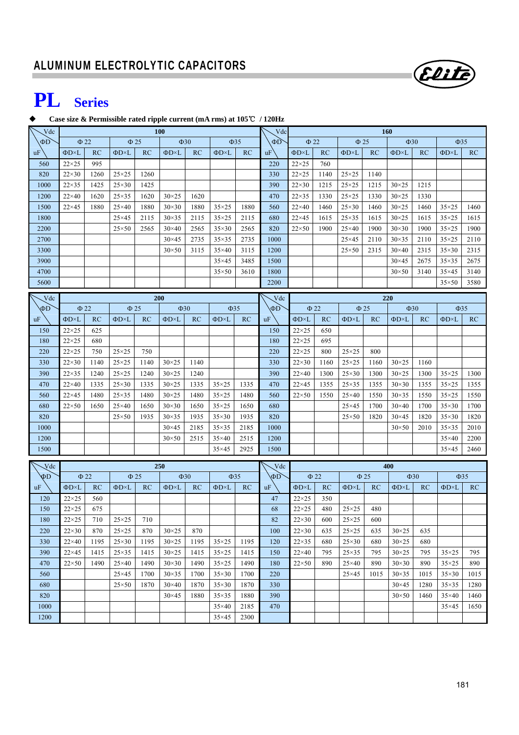## ALUMINUM ELECTROLYTIC CAPACITORS

# PL Series

◆ **Case size & Permissible rated ripple current (mA rms) at 105℃ / 120Hz**

| Vdc | 100 | | | | | | | | Vdc | 160 | | | | | | | |
|---|---|---|---|---|---|---|---|---|---|---|---|---|---|---|---|---|---|
| ΦD | Φ 22 | | Φ 25 | | Φ30 | | Φ35 | | ΦD | Φ 22 | | Φ 25 | | Φ30 | | Φ35 | |
| uF | ΦD×L | RC | ΦD×L | RC | ΦD×L | RC | ΦD×L | RC | uF | ΦD×L | RC | ΦD×L | RC | ΦD×L | RC | ΦD×L | RC |
| 560 | 22×25 | 995 | | | | | | | 220 | 22×25 | 760 | | | | | | |
| 820 | 22×30 | 1260 | 25×25 | 1260 | | | | | 330 | 22×25 | 1140 | 25×25 | 1140 | | | | |
| 1000 | 22×35 | 1425 | 25×30 | 1425 | | | | | 390 | 22×30 | 1215 | 25×25 | 1215 | 30×25 | 1215 | | |
| 1200 | 22×40 | 1620 | 25×35 | 1620 | 30×25 | 1620 | | | 470 | 22×35 | 1330 | 25×25 | 1330 | 30×25 | 1330 | | |
| 1500 | 22×45 | 1880 | 25×40 | 1880 | 30×30 | 1880 | 35×25 | 1880 | 560 | 22×40 | 1460 | 25×30 | 1460 | 30×25 | 1460 | 35×25 | 1460 |
| 1800 | | | 25×45 | 2115 | 30×35 | 2115 | 35×25 | 2115 | 680 | 22×45 | 1615 | 25×35 | 1615 | 30×25 | 1615 | 35×25 | 1615 |
| 2200 | | | 25×50 | 2565 | 30×40 | 2565 | 35×30 | 2565 | 820 | 22×50 | 1900 | 25×40 | 1900 | 30×30 | 1900 | 35×25 | 1900 |
| 2700 | | | | | 30×45 | 2735 | 35×35 | 2735 | 1000 | | | 25×45 | 2110 | 30×35 | 2110 | 35×25 | 2110 |
| 3300 | | | | | 30×50 | 3115 | 35×40 | 3115 | 1200 | | | 25×50 | 2315 | 30×40 | 2315 | 35×30 | 2315 |
| 3900 | | | | | | | 35×45 | 3485 | 1500 | | | | | 30×45 | 2675 | 35×35 | 2675 |
| 4700 | | | | | | | 35×50 | 3610 | 1800 | | | | | 30×50 | 3140 | 35×45 | 3140 |
| 5600 | | | | | | | | | 2200 | | | | | | | 35×50 | 3580 |

| Vdc | 200 | | | | | | | | Vdc | 220 | | | | | | | |
|---|---|---|---|---|---|---|---|---|---|---|---|---|---|---|---|---|---|
| ΦD | Φ 22 | | Φ 25 | | Φ30 | | Φ35 | | ΦD | Φ 22 | | Φ 25 | | Φ30 | | Φ35 | |
| uF | ΦD×L | RC | ΦD×L | RC | ΦD×L | RC | ΦD×L | RC | uF | ΦD×L | RC | ΦD×L | RC | ΦD×L | RC | ΦD×L | RC |
| 150 | 22×25 | 625 | | | | | | | 150 | 22×25 | 650 | | | | | | |
| 180 | 22×25 | 680 | | | | | | | 180 | 22×25 | 695 | | | | | | |
| 220 | 22×25 | 750 | 25×25 | 750 | | | | | 220 | 22×25 | 800 | 25×25 | 800 | | | | |
| 330 | 22×30 | 1140 | 25×25 | 1140 | 30×25 | 1140 | | | 330 | 22×30 | 1160 | 25×25 | 1160 | 30×25 | 1160 | | |
| 390 | 22×35 | 1240 | 25×25 | 1240 | 30×25 | 1240 | | | 390 | 22×40 | 1300 | 25×30 | 1300 | 30×25 | 1300 | 35×25 | 1300 |
| 470 | 22×40 | 1335 | 25×30 | 1335 | 30×25 | 1335 | 35×25 | 1335 | 470 | 22×45 | 1355 | 25×35 | 1355 | 30×30 | 1355 | 35×25 | 1355 |
| 560 | 22×45 | 1480 | 25×35 | 1480 | 30×25 | 1480 | 35×25 | 1480 | 560 | 22×50 | 1550 | 25×40 | 1550 | 30×35 | 1550 | 35×25 | 1550 |
| 680 | 22×50 | 1650 | 25×40 | 1650 | 30×30 | 1650 | 35×25 | 1650 | 680 | | | 25×45 | 1700 | 30×40 | 1700 | 35×30 | 1700 |
| 820 | | | 25×50 | 1935 | 30×35 | 1935 | 35×30 | 1935 | 820 | | | 25×50 | 1820 | 30×45 | 1820 | 35×30 | 1820 |
| 1000 | | | | | 30×45 | 2185 | 35×35 | 2185 | 1000 | | | | | 30×50 | 2010 | 35×35 | 2010 |
| 1200 | | | | | 30×50 | 2515 | 35×40 | 2515 | 1200 | | | | | | | 35×40 | 2200 |
| 1500 | | | | | | | 35×45 | 2925 | 1500 | | | | | | | 35×45 | 2460 |

| Vdc | 250 | | | | | | | | Vdc | 400 | | | | | | | |
|---|---|---|---|---|---|---|---|---|---|---|---|---|---|---|---|---|---|
| ΦD | Φ 22 | | Φ 25 | | Φ30 | | Φ35 | | ΦD | Φ 22 | | Φ 25 | | Φ30 | | Φ35 | |
| uF | ΦD×L | RC | ΦD×L | RC | ΦD×L | RC | ΦD×L | RC | uF | ΦD×L | RC | ΦD×L | RC | ΦD×L | RC | ΦD×L | RC |
| 120 | 22×25 | 560 | | | | | | | 47 | 22×25 | 350 | | | | | | |
| 150 | 22×25 | 675 | | | | | | | 68 | 22×25 | 480 | 25×25 | 480 | | | | |
| 180 | 22×25 | 710 | 25×25 | 710 | | | | | 82 | 22×30 | 600 | 25×25 | 600 | | | | |
| 220 | 22×30 | 870 | 25×25 | 870 | 30×25 | 870 | | | 100 | 22×30 | 635 | 25×25 | 635 | 30×25 | 635 | | |
| 330 | 22×40 | 1195 | 25×30 | 1195 | 30×25 | 1195 | 35×25 | 1195 | 120 | 22×35 | 680 | 25×30 | 680 | 30×25 | 680 | | |
| 390 | 22×45 | 1415 | 25×35 | 1415 | 30×25 | 1415 | 35×25 | 1415 | 150 | 22×40 | 795 | 25×35 | 795 | 30×25 | 795 | 35×25 | 795 |
| 470 | 22×50 | 1490 | 25×40 | 1490 | 30×30 | 1490 | 35×25 | 1490 | 180 | 22×50 | 890 | 25×40 | 890 | 30×30 | 890 | 35×25 | 890 |
| 560 | | | 25×45 | 1700 | 30×35 | 1700 | 35×30 | 1700 | 220 | | | 25×45 | 1015 | 30×35 | 1015 | 35×30 | 1015 |
| 680 | | | 25×50 | 1870 | 30×40 | 1870 | 35×30 | 1870 | 330 | | | | | 30×45 | 1280 | 35×35 | 1280 |
| 820 | | | | | 30×45 | 1880 | 35×35 | 1880 | 390 | | | | | 30×50 | 1460 | 35×40 | 1460 |
| 1000 | | | | | | | 35×40 | 2185 | 470 | | | | | | | 35×45 | 1650 |
| 1200 | | | | | | | 35×45 | 2300 | | | | | | | | | |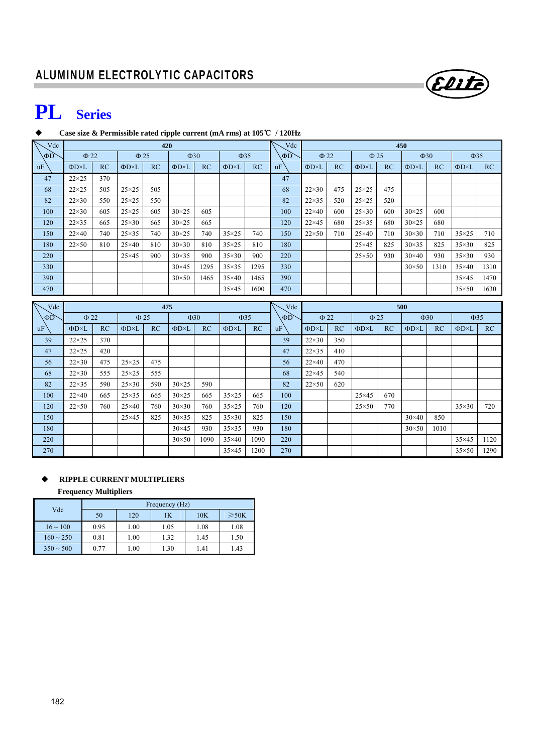# ALUMINUM ELECTROLYTIC CAPACITORS

Elite

# PL Series

◆ **Case size & Permissible rated ripple current (mA rms) at 105℃ / 120Hz**

| Vdc | 420 | | | | | | | | Vdc | 450 | | | | | | | |
|---|---|---|---|---|---|---|---|---|---|---|---|---|---|---|---|---|---|
| ΦD | Φ 22 | | Φ 25 | | Φ30 | | Φ35 | | ΦD | Φ 22 | | Φ 25 | | Φ30 | | Φ35 | |
| uF | ΦD×L | RC | ΦD×L | RC | ΦD×L | RC | ΦD×L | RC | uF | ΦD×L | RC | ΦD×L | RC | ΦD×L | RC | ΦD×L | RC |
| 47 | 22×25 | 370 | | | | | | | 47 | | | | | | | | |
| 68 | 22×25 | 505 | 25×25 | 505 | | | | | 68 | 22×30 | 475 | 25×25 | 475 | | | | |
| 82 | 22×30 | 550 | 25×25 | 550 | | | | | 82 | 22×35 | 520 | 25×25 | 520 | | | | |
| 100 | 22×30 | 605 | 25×25 | 605 | 30×25 | 605 | | | 100 | 22×40 | 600 | 25×30 | 600 | 30×25 | 600 | | |
| 120 | 22×35 | 665 | 25×30 | 665 | 30×25 | 665 | | | 120 | 22×45 | 680 | 25×35 | 680 | 30×25 | 680 | | |
| 150 | 22×40 | 740 | 25×35 | 740 | 30×25 | 740 | 35×25 | 740 | 150 | 22×50 | 710 | 25×40 | 710 | 30×30 | 710 | 35×25 | 710 |
| 180 | 22×50 | 810 | 25×40 | 810 | 30×30 | 810 | 35×25 | 810 | 180 | | | 25×45 | 825 | 30×35 | 825 | 35×30 | 825 |
| 220 | | | 25×45 | 900 | 30×35 | 900 | 35×30 | 900 | 220 | | | 25×50 | 930 | 30×40 | 930 | 35×30 | 930 |
| 330 | | | | | 30×45 | 1295 | 35×35 | 1295 | 330 | | | | | 30×50 | 1310 | 35×40 | 1310 |
| 390 | | | | | 30×50 | 1465 | 35×40 | 1465 | 390 | | | | | | | 35×45 | 1470 |
| 470 | | | | | | | 35×45 | 1600 | 470 | | | | | | | 35×50 | 1630 |

| Vdc | 475 | | | | | | | | Vdc | 500 | | | | | | | |
|---|---|---|---|---|---|---|---|---|---|---|---|---|---|---|---|---|---|
| ΦD | Φ 22 | | Φ 25 | | Φ30 | | Φ35 | | ΦD | Φ 22 | | Φ 25 | | Φ30 | | Φ35 | |
| uF | ΦD×L | RC | ΦD×L | RC | ΦD×L | RC | ΦD×L | RC | uF | ΦD×L | RC | ΦD×L | RC | ΦD×L | RC | ΦD×L | RC |
| 39 | 22×25 | 370 | | | | | | | 39 | 22×30 | 350 | | | | | | |
| 47 | 22×25 | 420 | | | | | | | 47 | 22×35 | 410 | | | | | | |
| 56 | 22×30 | 475 | 25×25 | 475 | | | | | 56 | 22×40 | 470 | | | | | | |
| 68 | 22×30 | 555 | 25×25 | 555 | | | | | 68 | 22×45 | 540 | | | | | | |
| 82 | 22×35 | 590 | 25×30 | 590 | 30×25 | 590 | | | 82 | 22×50 | 620 | | | | | | |
| 100 | 22×40 | 665 | 25×35 | 665 | 30×25 | 665 | 35×25 | 665 | 100 | | | 25×45 | 670 | | | | |
| 120 | 22×50 | 760 | 25×40 | 760 | 30×30 | 760 | 35×25 | 760 | 120 | | | 25×50 | 770 | | | 35×30 | 720 |
| 150 | | | 25×45 | 825 | 30×35 | 825 | 35×30 | 825 | 150 | | | | | 30×40 | 850 | | |
| 180 | | | | | 30×45 | 930 | 35×35 | 930 | 180 | | | | | 30×50 | 1010 | | |
| 220 | | | | | 30×50 | 1090 | 35×40 | 1090 | 220 | | | | | | | 35×45 | 1120 |
| 270 | | | | | | | 35×45 | 1200 | 270 | | | | | | | 35×50 | 1290 |

◆ **RIPPLE CURRENT MULTIPLIERS**

**Frequency Multipliers**

| Vdc | Frequency (Hz) | | | | |
|---|---|---|---|---|---|
| | 50 | 120 | 1K | 10K | ≥50K |
| 16 ~ 100 | 0.95 | 1.00 | 1.05 | 1.08 | 1.08 |
| 160 ~ 250 | 0.81 | 1.00 | 1.32 | 1.45 | 1.50 |
| 350 ~ 500 | 0.77 | 1.00 | 1.30 | 1.41 | 1.43 |